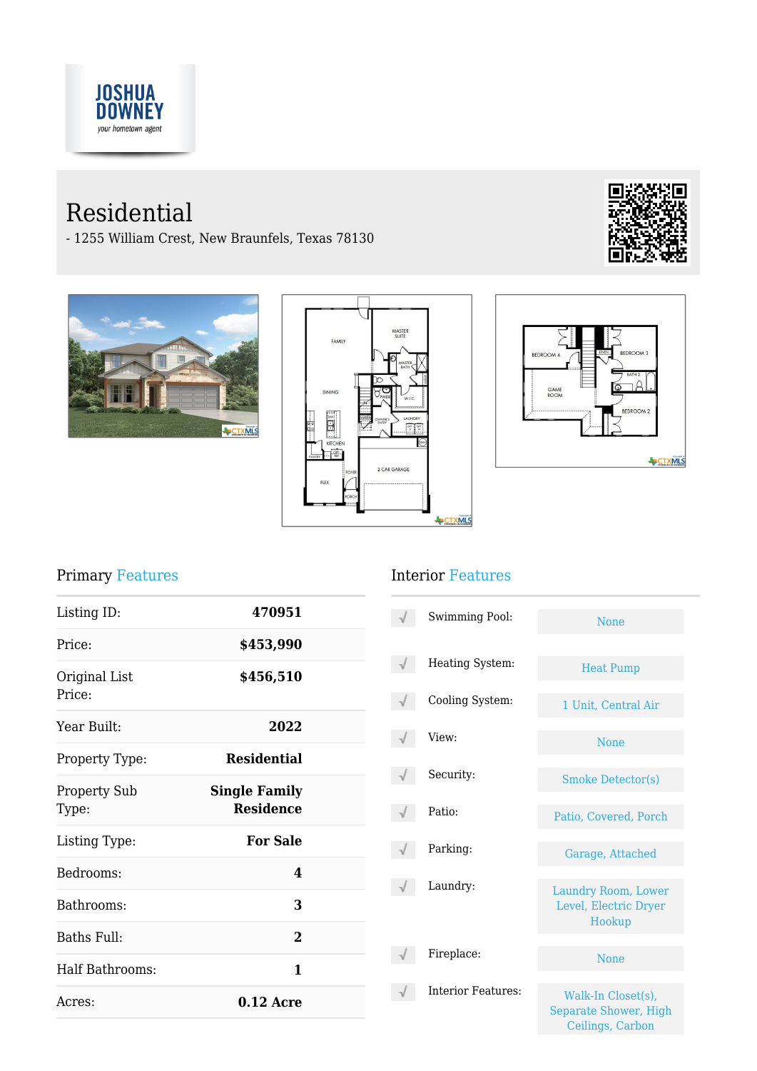JOSHUA DOWNEY
*your hometown agent*

# Residential

- 1255 William Crest, New Braunfels, Texas 78130

## Primary Features

| | |
|---|---|
| Listing ID: | **470951** |
| Price: | **$453,990** |
| Original List Price: | **$456,510** |
| Year Built: | **2022** |
| Property Type: | **Residential** |
| Property Sub Type: | **Single Family Residence** |
| Listing Type: | **For Sale** |
| Bedrooms: | **4** |
| Bathrooms: | **3** |
| Baths Full: | **2** |
| Half Bathrooms: | **1** |
| Acres: | **0.12 Acre** |

## Interior Features

| | |
|---|---|
| Swimming Pool: | None |
| Heating System: | Heat Pump |
| Cooling System: | 1 Unit, Central Air |
| View: | None |
| Security: | Smoke Detector(s) |
| Patio: | Patio, Covered, Porch |
| Parking: | Garage, Attached |
| Laundry: | Laundry Room, Lower Level, Electric Dryer Hookup |
| Fireplace: | None |
| Interior Features: | Walk-In Closet(s), Separate Shower, High Ceilings, Carbon |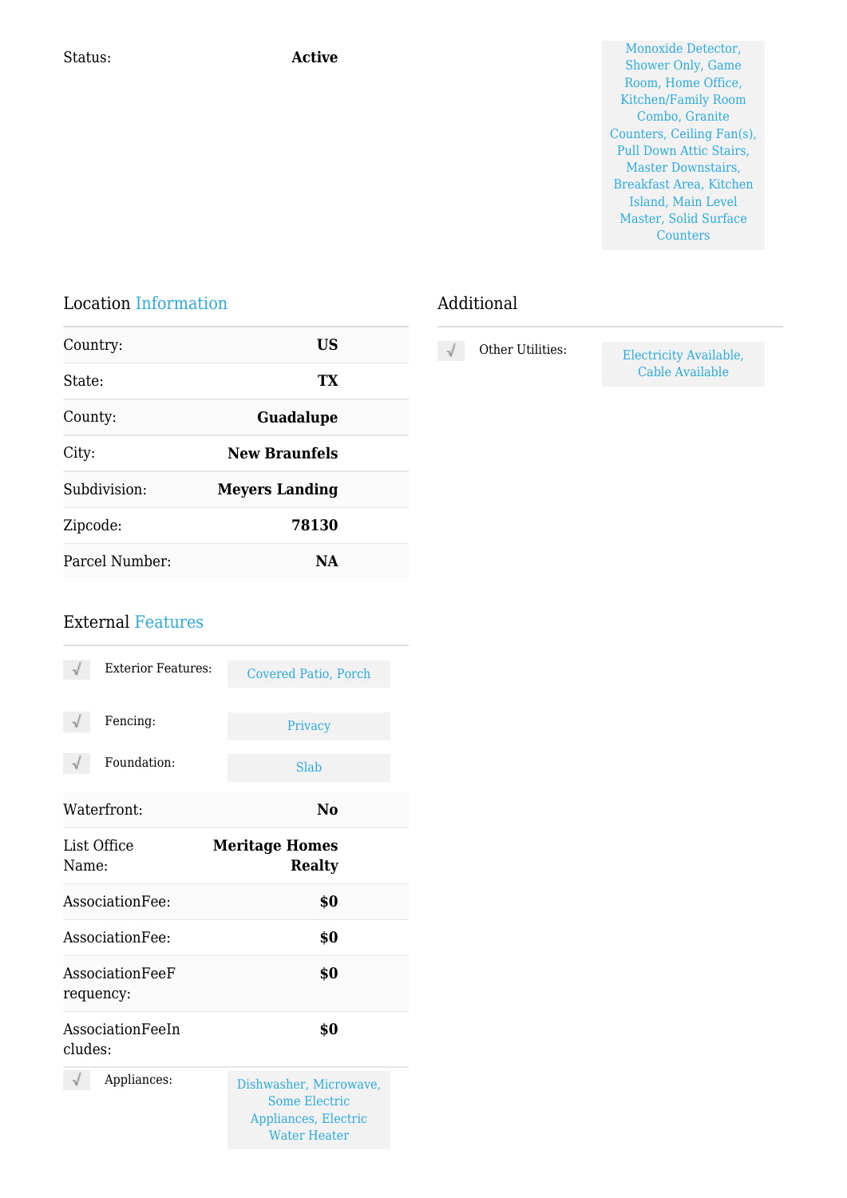| | |
|---|---|
| Status: | **Active** |

Monoxide Detector, Shower Only, Game Room, Home Office, Kitchen/Family Room Combo, Granite Counters, Ceiling Fan(s), Pull Down Attic Stairs, Master Downstairs, Breakfast Area, Kitchen Island, Main Level Master, Solid Surface Counters

## Location Information

| | |
|---|---|
| Country: | **US** |
| State: | **TX** |
| County: | **Guadalupe** |
| City: | **New Braunfels** |
| Subdivision: | **Meyers Landing** |
| Zipcode: | **78130** |
| Parcel Number: | **NA** |

## External Features

| | |
|---|---|
| Exterior Features: | Covered Patio, Porch |
| Fencing: | Privacy |
| Foundation: | Slab |

| | |
|---|---|
| Waterfront: | **No** |
| List Office Name: | **Meritage Homes Realty** |
| AssociationFee: | **$0** |
| AssociationFee: | **$0** |
| AssociationFeeFrequency: | **$0** |
| AssociationFeeIncludes: | **$0** |

| | |
|---|---|
| Appliances: | Dishwasher, Microwave, Some Electric Appliances, Electric Water Heater |

## Additional

| | |
|---|---|
| Other Utilities: | Electricity Available, Cable Available |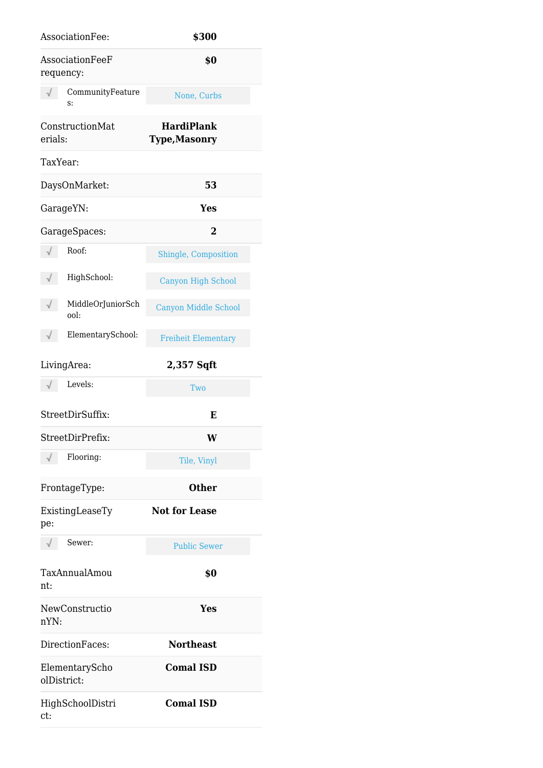| Field | Value |
|---|---|
| AssociationFee: | $300 |
| AssociationFeeFrequency: | $0 |
| √ CommunityFeatures: | None, Curbs |
| ConstructionMaterials: | HardiPlank Type,Masonry |
| TaxYear: | |
| DaysOnMarket: | 53 |
| GarageYN: | Yes |
| GarageSpaces: | 2 |
| √ Roof: | Shingle, Composition |
| √ HighSchool: | Canyon High School |
| √ MiddleOrJuniorSchool: | Canyon Middle School |
| √ ElementarySchool: | Freiheit Elementary |
| LivingArea: | 2,357 Sqft |
| √ Levels: | Two |
| StreetDirSuffix: | E |
| StreetDirPrefix: | W |
| √ Flooring: | Tile, Vinyl |
| FrontageType: | Other |
| ExistingLeaseType: | Not for Lease |
| √ Sewer: | Public Sewer |
| TaxAnnualAmount: | $0 |
| NewConstructionYN: | Yes |
| DirectionFaces: | Northeast |
| ElementarySchoolDistrict: | Comal ISD |
| HighSchoolDistrict: | Comal ISD |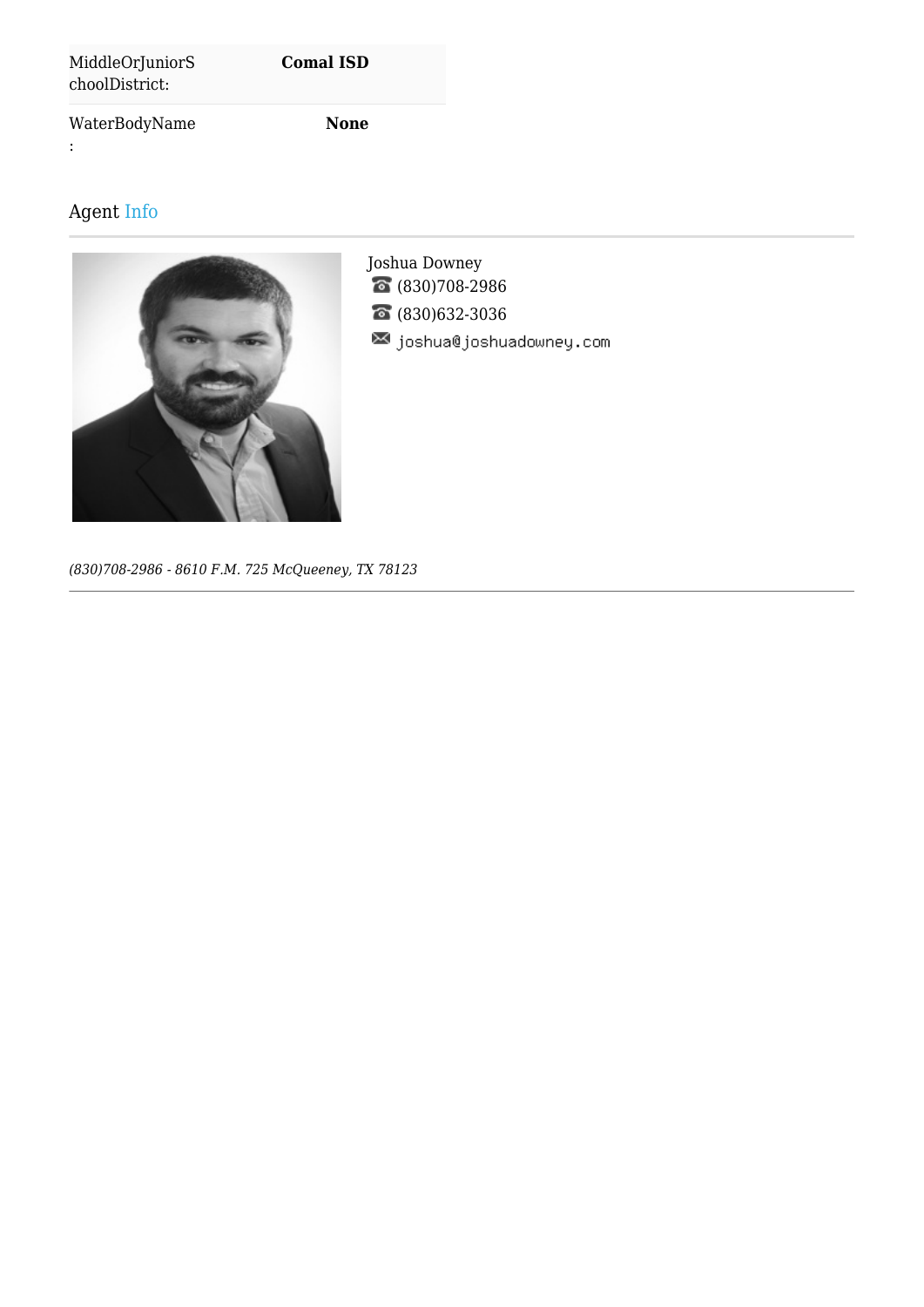| | |
|---|---|
| MiddleOrJuniorSchoolDistrict: | **Comal ISD** |
| WaterBodyName: | **None** |

## Agent Info

Joshua Downey
(830)708-2986
(830)632-3036
joshua@joshuadowney.com

*(830)708-2986 - 8610 F.M. 725 McQueeney, TX 78123*